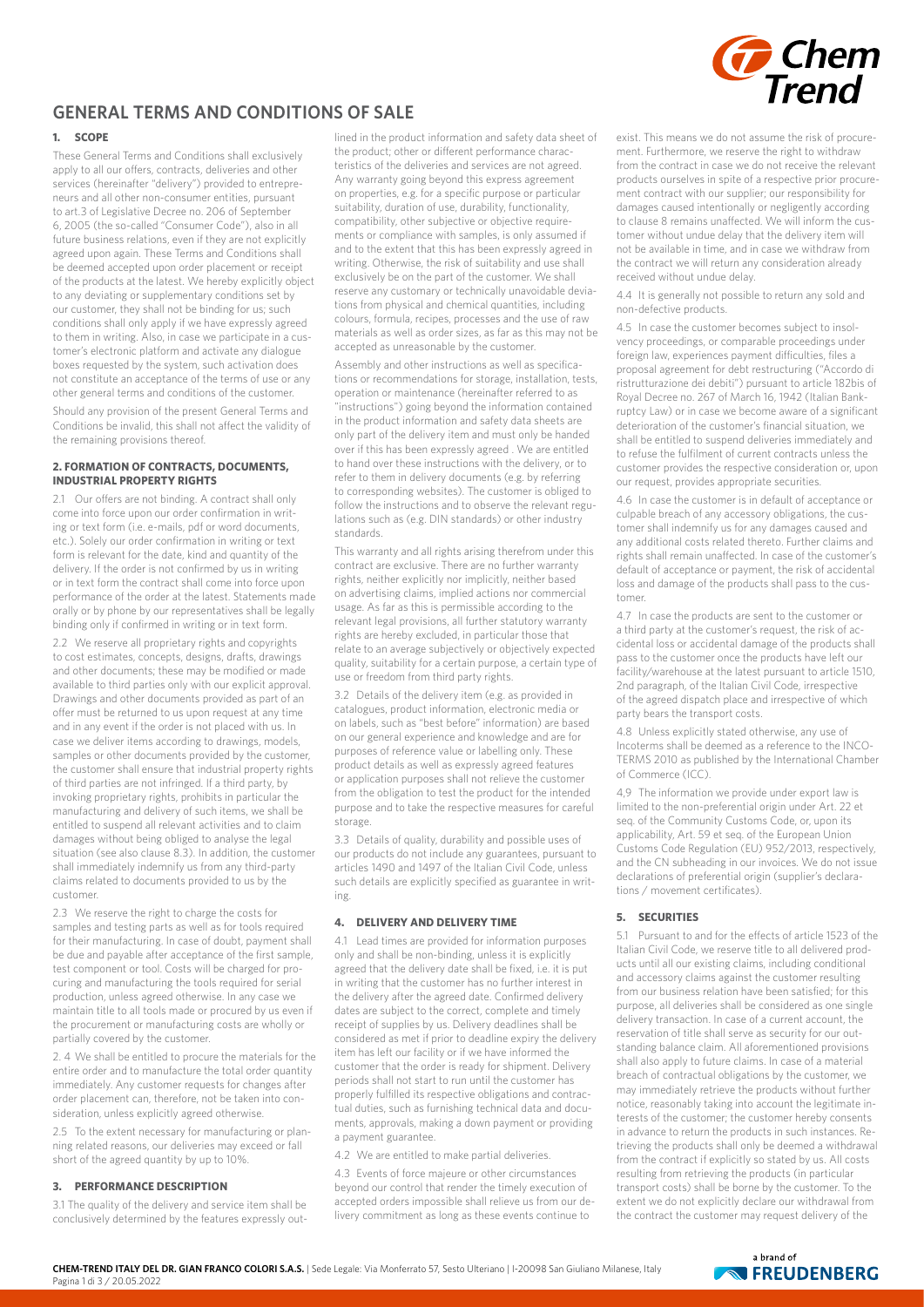# GENERAL TERMS AND CONDITIONS OF SALE

## 1. SCOPE

These General Terms and Conditions shall exclusively apply to all our offers, contracts, deliveries and other services (hereinafter "delivery") provided to entrepreneurs and all other non-consumer entities, pursuant to art.3 of Legislative Decree no. 206 of September 6, 2005 (the so-called "Consumer Code"), also in all future business relations, even if they are not explicitly agreed upon again. These Terms and Conditions shall be deemed accepted upon order placement or receipt of the products at the latest. We hereby explicitly object to any deviating or supplementary conditions set by our customer, they shall not be binding for us; such conditions shall only apply if we have expressly agreed to them in writing. Also, in case we participate in a customer's electronic platform and activate any dialogue boxes requested by the system, such activation does not constitute an acceptance of the terms of use or any other general terms and conditions of the customer.

Should any provision of the present General Terms and Conditions be invalid, this shall not affect the validity of the remaining provisions thereof.

## 2. FORMATION OF CONTRACTS, DOCUMENTS, INDUSTRIAL PROPERTY RIGHTS

2.1 Our offers are not binding. A contract shall only come into force upon our order confirmation in writing or text form (i.e. e-mails, pdf or word documents, etc.). Solely our order confirmation in writing or text form is relevant for the date, kind and quantity of the delivery. If the order is not confirmed by us in writing or in text form the contract shall come into force upon performance of the order at the latest. Statements made orally or by phone by our representatives shall be legally binding only if confirmed in writing or in text form.

2.2 We reserve all proprietary rights and copyrights to cost estimates, concepts, designs, drafts, drawings and other documents; these may be modified or made available to third parties only with our explicit approval. Drawings and other documents provided as part of an offer must be returned to us upon request at any time and in any event if the order is not placed with us. In case we deliver items according to drawings, models, samples or other documents provided by the customer, the customer shall ensure that industrial property rights of third parties are not infringed. If a third party, by invoking proprietary rights, prohibits in particular the manufacturing and delivery of such items, we shall be entitled to suspend all relevant activities and to claim damages without being obliged to analyse the legal situation (see also clause 8.3). In addition, the customer shall immediately indemnify us from any third-party claims related to documents provided to us by the customer.

2.3 We reserve the right to charge the costs for samples and testing parts as well as for tools required for their manufacturing. In case of doubt, payment shall be due and payable after acceptance of the first sample, test component or tool. Costs will be charged for procuring and manufacturing the tools required for serial production, unless agreed otherwise. In any case we maintain title to all tools made or procured by us even if the procurement or manufacturing costs are wholly or partially covered by the customer.

2. 4 We shall be entitled to procure the materials for the entire order and to manufacture the total order quantity immediately. Any customer requests for changes after order placement can, therefore, not be taken into consideration, unless explicitly agreed otherwise.

2.5 To the extent necessary for manufacturing or planning related reasons, our deliveries may exceed or fall short of the agreed quantity by up to 10%.

## 3. PERFORMANCE DESCRIPTION

3.1 The quality of the delivery and service item shall be conclusively determined by the features expressly outlined in the product information and safety data sheet of the product; other or different performance characteristics of the deliveries and services are not agreed. Any warranty going beyond this express agreement on properties, e.g. for a specific purpose or particular suitability, duration of use, durability, functionality, compatibility, other subjective or objective requirements or compliance with samples, is only assumed if and to the extent that this has been expressly agreed in writing. Otherwise, the risk of suitability and use shall exclusively be on the part of the customer. We shall reserve any customary or technically unavoidable deviations from physical and chemical quantities, including colours, formula, recipes, processes and the use of raw materials as well as order sizes, as far as this may not be accepted as unreasonable by the customer.

Assembly and other instructions as well as specifications or recommendations for storage, installation, tests, operation or maintenance (hereinafter referred to as "instructions") going beyond the information contained in the product information and safety data sheets are only part of the delivery item and must only be handed over if this has been expressly agreed . We are entitled to hand over these instructions with the delivery, or to refer to them in delivery documents (e.g. by referring to corresponding websites). The customer is obliged to follow the instructions and to observe the relevant regulations such as (e.g. DIN standards) or other industry standards.

This warranty and all rights arising therefrom under this contract are exclusive. There are no further warranty rights, neither explicitly nor implicitly, neither based on advertising claims, implied actions nor commercial usage. As far as this is permissible according to the relevant legal provisions, all further statutory warranty rights are hereby excluded, in particular those that relate to an average subjectively or objectively expected quality, suitability for a certain purpose, a certain type of use or freedom from third party rights.

3.2 Details of the delivery item (e.g. as provided in catalogues, product information, electronic media or on labels, such as "best before" information) are based on our general experience and knowledge and are for purposes of reference value or labelling only. These product details as well as expressly agreed features or application purposes shall not relieve the customer from the obligation to test the product for the intended purpose and to take the respective measures for careful storage.

3.3 Details of quality, durability and possible uses of our products do not include any guarantees, pursuant to articles 1490 and 1497 of the Italian Civil Code, unless such details are explicitly specified as guarantee in writing.

## 4. DELIVERY AND DELIVERY TIME

4.1 Lead times are provided for information purposes only and shall be non-binding, unless it is explicitly agreed that the delivery date shall be fixed, i.e. it is put in writing that the customer has no further interest in the delivery after the agreed date. Confirmed delivery dates are subject to the correct, complete and timely receipt of supplies by us. Delivery deadlines shall be considered as met if prior to deadline expiry the delivery item has left our facility or if we have informed the customer that the order is ready for shipment. Delivery periods shall not start to run until the customer has properly fulfilled its respective obligations and contractual duties, such as furnishing technical data and documents, approvals, making a down payment or providing a payment guarantee.

4.2 We are entitled to make partial deliveries.

4.3 Events of force majeure or other circumstances beyond our control that render the timely execution of accepted orders impossible shall relieve us from our delivery commitment as long as these events continue to exist. This means we do not assume the risk of procurement. Furthermore, we reserve the right to withdraw from the contract in case we do not receive the relevant products ourselves in spite of a respective prior procurement contract with our supplier; our responsibility for damages caused intentionally or negligently according to clause 8 remains unaffected. We will inform the customer without undue delay that the delivery item will not be available in time, and in case we withdraw from the contract we will return any consideration already received without undue delay.

4.4 It is generally not possible to return any sold and non-defective products.

4.5 In case the customer becomes subject to insolvency proceedings, or comparable proceedings under foreign law, experiences payment difficulties, files a proposal agreement for debt restructuring ("Accordo di ristrutturazione dei debiti") pursuant to article 182bis of Royal Decree no. 267 of March 16, 1942 (Italian Bankruptcy Law) or in case we become aware of a significant deterioration of the customer's financial situation, we shall be entitled to suspend deliveries immediately and to refuse the fulfilment of current contracts unless the customer provides the respective consideration or, upon our request, provides appropriate securities.

4.6 In case the customer is in default of acceptance or culpable breach of any accessory obligations, the customer shall indemnify us for any damages caused and any additional costs related thereto. Further claims and rights shall remain unaffected. In case of the customer's default of acceptance or payment, the risk of accidental loss and damage of the products shall pass to the customer.

4.7 In case the products are sent to the customer or a third party at the customer's request, the risk of accidental loss or accidental damage of the products shall pass to the customer once the products have left our facility/warehouse at the latest pursuant to article 1510, 2nd paragraph, of the Italian Civil Code, irrespective of the agreed dispatch place and irrespective of which party bears the transport costs.

4.8 Unless explicitly stated otherwise, any use of Incoterms shall be deemed as a reference to the INCOTERMS 2010 as published by the International Chamber of Commerce (ICC).

4,9 The information we provide under export law is limited to the non-preferential origin under Art. 22 et seq. of the Community Customs Code, or, upon its applicability, Art. 59 et seq. of the European Union Customs Code Regulation (EU) 952/2013, respectively, and the CN subheading in our invoices. We do not issue declarations of preferential origin (supplier's declarations / movement certificates).

## 5. SECURITIES

5.1 Pursuant to and for the effects of article 1523 of the Italian Civil Code, we reserve title to all delivered products until all our existing claims, including conditional and accessory claims against the customer resulting from our business relation have been satisfied; for this purpose, all deliveries shall be considered as one single delivery transaction. In case of a current account, the reservation of title shall serve as security for our outstanding balance claim. All aforementioned provisions shall also apply to future claims. In case of a material breach of contractual obligations by the customer, we may immediately retrieve the products without further notice, reasonably taking into account the legitimate interests of the customer; the customer hereby consents in advance to return the products in such instances. Retrieving the products shall only be deemed a withdrawal from the contract if explicitly so stated by us. All costs resulting from retrieving the products (in particular transport costs) shall be borne by the customer. To the extent we do not explicitly declare our withdrawal from the contract the customer may request delivery of the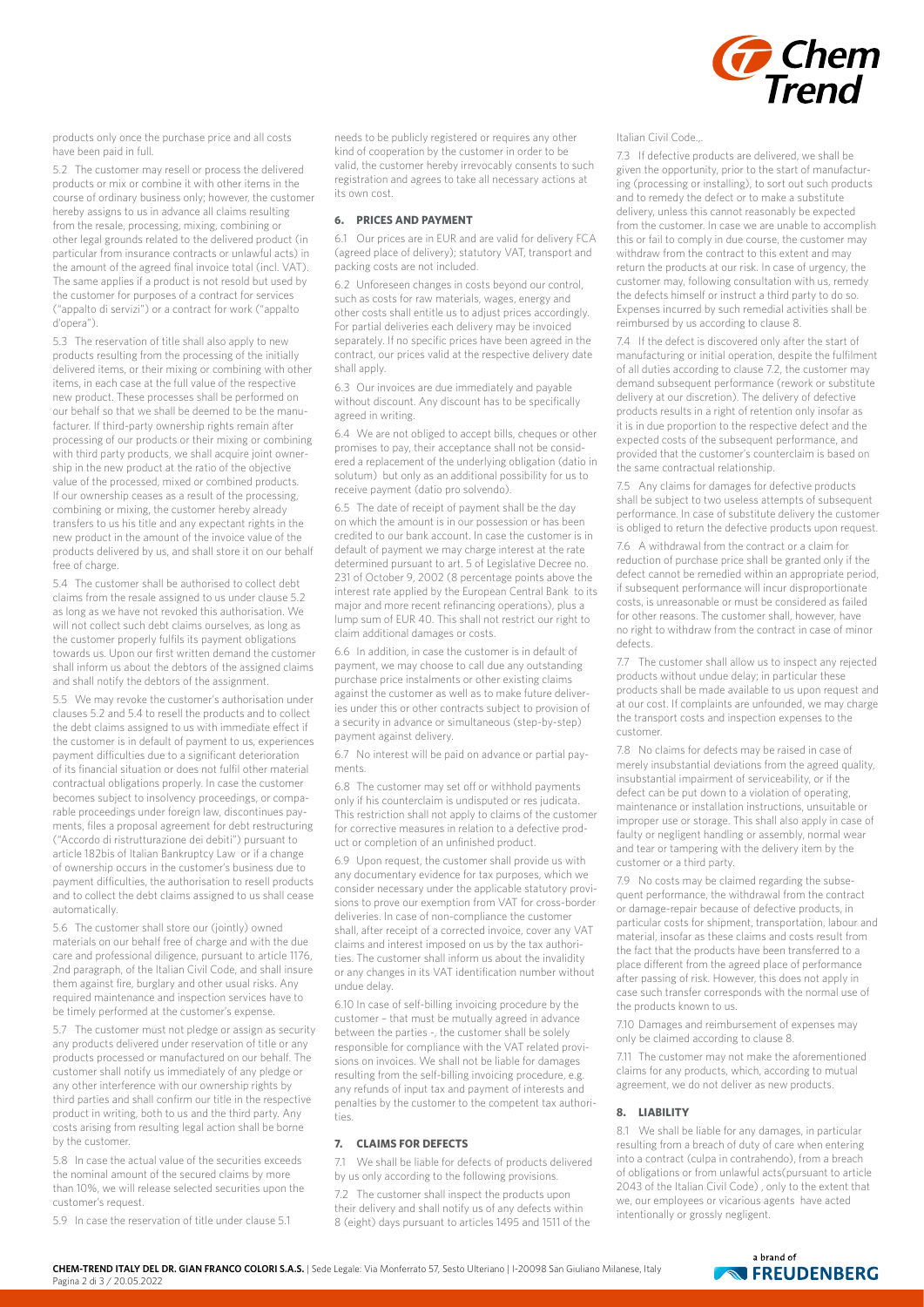products only once the purchase price and all costs have been paid in full.

5.2 The customer may resell or process the delivered products or mix or combine it with other items in the course of ordinary business only; however, the customer hereby assigns to us in advance all claims resulting from the resale, processing, mixing, combining or other legal grounds related to the delivered product (in particular from insurance contracts or unlawful acts) in the amount of the agreed final invoice total (incl. VAT). The same applies if a product is not resold but used by the customer for purposes of a contract for services ("appalto di servizi") or a contract for work ("appalto d'opera").

5.3 The reservation of title shall also apply to new products resulting from the processing of the initially delivered items, or their mixing or combining with other items, in each case at the full value of the respective new product. These processes shall be performed on our behalf so that we shall be deemed to be the manufacturer. If third-party ownership rights remain after processing of our products or their mixing or combining with third party products, we shall acquire joint ownership in the new product at the ratio of the objective value of the processed, mixed or combined products. If our ownership ceases as a result of the processing, combining or mixing, the customer hereby already transfers to us his title and any expectant rights in the new product in the amount of the invoice value of the products delivered by us, and shall store it on our behalf free of charge.

5.4 The customer shall be authorised to collect debt claims from the resale assigned to us under clause 5.2 as long as we have not revoked this authorisation. We will not collect such debt claims ourselves, as long as the customer properly fulfils its payment obligations towards us. Upon our first written demand the customer shall inform us about the debtors of the assigned claims and shall notify the debtors of the assignment.

5.5 We may revoke the customer's authorisation under clauses 5.2 and 5.4 to resell the products and to collect the debt claims assigned to us with immediate effect if the customer is in default of payment to us, experiences payment difficulties due to a significant deterioration of its financial situation or does not fulfil other material contractual obligations properly. In case the customer becomes subject to insolvency proceedings, or comparable proceedings under foreign law, discontinues payments, files a proposal agreement for debt restructuring ("Accordo di ristrutturazione dei debiti") pursuant to article 182bis of Italian Bankruptcy Law or if a change of ownership occurs in the customer's business due to payment difficulties, the authorisation to resell products and to collect the debt claims assigned to us shall cease automatically.

5.6 The customer shall store our (jointly) owned materials on our behalf free of charge and with the due care and professional diligence, pursuant to article 1176, 2nd paragraph, of the Italian Civil Code, and shall insure them against fire, burglary and other usual risks. Any required maintenance and inspection services have to be timely performed at the customer's expense.

5.7 The customer must not pledge or assign as security any products delivered under reservation of title or any products processed or manufactured on our behalf. The customer shall notify us immediately of any pledge or any other interference with our ownership rights by third parties and shall confirm our title in the respective product in writing, both to us and the third party. Any costs arising from resulting legal action shall be borne by the customer.

5.8 In case the actual value of the securities exceeds the nominal amount of the secured claims by more than 10%, we will release selected securities upon the customer's request.

5.9 In case the reservation of title under clause 5.1 needs to be publicly registered or requires any other kind of cooperation by the customer in order to be valid, the customer hereby irrevocably consents to such registration and agrees to take all necessary actions at its own cost.

## 6. PRICES AND PAYMENT

6.1 Our prices are in EUR and are valid for delivery FCA (agreed place of delivery); statutory VAT, transport and packing costs are not included.

6.2 Unforeseen changes in costs beyond our control, such as costs for raw materials, wages, energy and other costs shall entitle us to adjust prices accordingly. For partial deliveries each delivery may be invoiced separately. If no specific prices have been agreed in the contract, our prices valid at the respective delivery date shall apply.

6.3 Our invoices are due immediately and payable without discount. Any discount has to be specifically agreed in writing.

6.4 We are not obliged to accept bills, cheques or other promises to pay, their acceptance shall not be considered a replacement of the underlying obligation (datio in solutum) but only as an additional possibility for us to receive payment (datio pro solvendo).

6.5 The date of receipt of payment shall be the day on which the amount is in our possession or has been credited to our bank account. In case the customer is in default of payment we may charge interest at the rate determined pursuant to art. 5 of Legislative Decree no. 231 of October 9, 2002 (8 percentage points above the interest rate applied by the European Central Bank to its major and more recent refinancing operations), plus a lump sum of EUR 40. This shall not restrict our right to claim additional damages or costs.

6.6 In addition, in case the customer is in default of payment, we may choose to call due any outstanding purchase price instalments or other existing claims against the customer as well as to make future deliveries under this or other contracts subject to provision of a security in advance or simultaneous (step-by-step) payment against delivery.

6.7 No interest will be paid on advance or partial payments.

6.8 The customer may set off or withhold payments only if his counterclaim is undisputed or res judicata. This restriction shall not apply to claims of the customer for corrective measures in relation to a defective product or completion of an unfinished product.

6.9 Upon request, the customer shall provide us with any documentary evidence for tax purposes, which we consider necessary under the applicable statutory provisions to prove our exemption from VAT for cross-border deliveries. In case of non-compliance the customer shall, after receipt of a corrected invoice, cover any VAT claims and interest imposed on us by the tax authorities. The customer shall inform us about the invalidity or any changes in its VAT identification number without undue delay.

6.10 In case of self-billing invoicing procedure by the customer – that must be mutually agreed in advance between the parties -, the customer shall be solely responsible for compliance with the VAT related provisions on invoices. We shall not be liable for damages resulting from the self-billing invoicing procedure, e.g. any refunds of input tax and payment of interests and penalties by the customer to the competent tax authorities.

## 7. CLAIMS FOR DEFECTS

7.1 We shall be liable for defects of products delivered by us only according to the following provisions.

7.2 The customer shall inspect the products upon their delivery and shall notify us of any defects within 8 (eight) days pursuant to articles 1495 and 1511 of the Italian Civil Code.,.

7.3 If defective products are delivered, we shall be given the opportunity, prior to the start of manufacturing (processing or installing), to sort out such products and to remedy the defect or to make a substitute delivery, unless this cannot reasonably be expected from the customer. In case we are unable to accomplish this or fail to comply in due course, the customer may withdraw from the contract to this extent and may return the products at our risk. In case of urgency, the customer may, following consultation with us, remedy the defects himself or instruct a third party to do so. Expenses incurred by such remedial activities shall be reimbursed by us according to clause 8.

7.4 If the defect is discovered only after the start of manufacturing or initial operation, despite the fulfilment of all duties according to clause 7.2, the customer may demand subsequent performance (rework or substitute delivery at our discretion). The delivery of defective products results in a right of retention only insofar as it is in due proportion to the respective defect and the expected costs of the subsequent performance, and provided that the customer's counterclaim is based on the same contractual relationship.

7.5 Any claims for damages for defective products shall be subject to two useless attempts of subsequent performance. In case of substitute delivery the customer is obliged to return the defective products upon request.

7.6 A withdrawal from the contract or a claim for reduction of purchase price shall be granted only if the defect cannot be remedied within an appropriate period, if subsequent performance will incur disproportionate costs, is unreasonable or must be considered as failed for other reasons. The customer shall, however, have no right to withdraw from the contract in case of minor defects.

7.7 The customer shall allow us to inspect any rejected products without undue delay; in particular these products shall be made available to us upon request and at our cost. If complaints are unfounded, we may charge the transport costs and inspection expenses to the customer.

7.8 No claims for defects may be raised in case of merely insubstantial deviations from the agreed quality, insubstantial impairment of serviceability, or if the defect can be put down to a violation of operating, maintenance or installation instructions, unsuitable or improper use or storage. This shall also apply in case of faulty or negligent handling or assembly, normal wear and tear or tampering with the delivery item by the customer or a third party.

7.9 No costs may be claimed regarding the subsequent performance, the withdrawal from the contract or damage-repair because of defective products, in particular costs for shipment, transportation, labour and material, insofar as these claims and costs result from the fact that the products have been transferred to a place different from the agreed place of performance after passing of risk. However, this does not apply in case such transfer corresponds with the normal use of the products known to us.

7.10 Damages and reimbursement of expenses may only be claimed according to clause 8.

7.11 The customer may not make the aforementioned claims for any products, which, according to mutual agreement, we do not deliver as new products.

## 8. LIABILITY

8.1 We shall be liable for any damages, in particular resulting from a breach of duty of care when entering into a contract (culpa in contrahendo), from a breach of obligations or from unlawful acts(pursuant to article 2043 of the Italian Civil Code) , only to the extent that we, our employees or vicarious agents have acted intentionally or grossly negligent.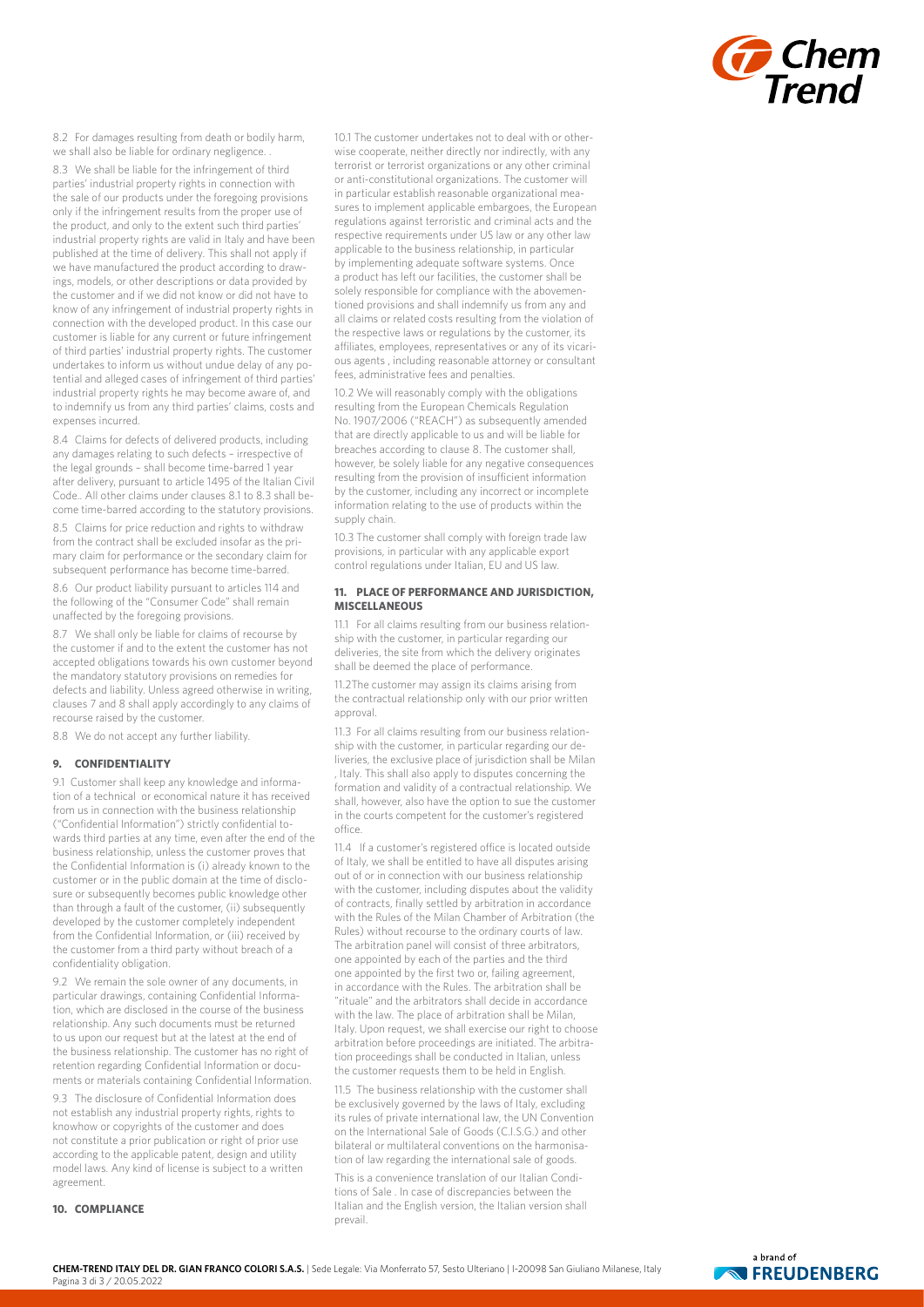8.2 For damages resulting from death or bodily harm, we shall also be liable for ordinary negligence. .

8.3 We shall be liable for the infringement of third parties' industrial property rights in connection with the sale of our products under the foregoing provisions only if the infringement results from the proper use of the product, and only to the extent such third parties' industrial property rights are valid in Italy and have been published at the time of delivery. This shall not apply if we have manufactured the product according to drawings, models, or other descriptions or data provided by the customer and if we did not know or did not have to know of any infringement of industrial property rights in connection with the developed product. In this case our customer is liable for any current or future infringement of third parties' industrial property rights. The customer undertakes to inform us without undue delay of any potential and alleged cases of infringement of third parties' industrial property rights he may become aware of, and to indemnify us from any third parties' claims, costs and expenses incurred.

8.4 Claims for defects of delivered products, including any damages relating to such defects – irrespective of the legal grounds – shall become time-barred 1 year after delivery, pursuant to article 1495 of the Italian Civil Code.. All other claims under clauses 8.1 to 8.3 shall become time-barred according to the statutory provisions.

8.5 Claims for price reduction and rights to withdraw from the contract shall be excluded insofar as the primary claim for performance or the secondary claim for subsequent performance has become time-barred.

8.6 Our product liability pursuant to articles 114 and the following of the "Consumer Code" shall remain unaffected by the foregoing provisions.

8.7 We shall only be liable for claims of recourse by the customer if and to the extent the customer has not accepted obligations towards his own customer beyond the mandatory statutory provisions on remedies for defects and liability. Unless agreed otherwise in writing, clauses 7 and 8 shall apply accordingly to any claims of recourse raised by the customer.

8.8 We do not accept any further liability.

## 9. CONFIDENTIALITY

9.1 Customer shall keep any knowledge and information of a technical or economical nature it has received from us in connection with the business relationship ("Confidential Information") strictly confidential towards third parties at any time, even after the end of the business relationship, unless the customer proves that the Confidential Information is (i) already known to the customer or in the public domain at the time of disclosure or subsequently becomes public knowledge other than through a fault of the customer, (ii) subsequently developed by the customer completely independent from the Confidential Information, or (iii) received by the customer from a third party without breach of a confidentiality obligation.

9.2 We remain the sole owner of any documents, in particular drawings, containing Confidential Information, which are disclosed in the course of the business relationship. Any such documents must be returned to us upon our request but at the latest at the end of the business relationship. The customer has no right of retention regarding Confidential Information or documents or materials containing Confidential Information.

9.3 The disclosure of Confidential Information does not establish any industrial property rights, rights to knowhow or copyrights of the customer and does not constitute a prior publication or right of prior use according to the applicable patent, design and utility model laws. Any kind of license is subject to a written agreement.

## 10. COMPLIANCE

10.1 The customer undertakes not to deal with or otherwise cooperate, neither directly nor indirectly, with any terrorist or terrorist organizations or any other criminal or anti-constitutional organizations. The customer will in particular establish reasonable organizational measures to implement applicable embargoes, the European regulations against terroristic and criminal acts and the respective requirements under US law or any other law applicable to the business relationship, in particular by implementing adequate software systems. Once a product has left our facilities, the customer shall be solely responsible for compliance with the abovementioned provisions and shall indemnify us from any and all claims or related costs resulting from the violation of the respective laws or regulations by the customer, its affiliates, employees, representatives or any of its vicarious agents , including reasonable attorney or consultant fees, administrative fees and penalties.

10.2 We will reasonably comply with the obligations resulting from the European Chemicals Regulation No. 1907/2006 ("REACH") as subsequently amended that are directly applicable to us and will be liable for breaches according to clause 8. The customer shall, however, be solely liable for any negative consequences resulting from the provision of insufficient information by the customer, including any incorrect or incomplete information relating to the use of products within the supply chain.

10.3 The customer shall comply with foreign trade law provisions, in particular with any applicable export control regulations under Italian, EU and US law.

## 11. PLACE OF PERFORMANCE AND JURISDICTION, MISCELLANEOUS

11.1 For all claims resulting from our business relationship with the customer, in particular regarding our deliveries, the site from which the delivery originates shall be deemed the place of performance.

11.2The customer may assign its claims arising from the contractual relationship only with our prior written approval.

11.3 For all claims resulting from our business relationship with the customer, in particular regarding our deliveries, the exclusive place of jurisdiction shall be Milan , Italy. This shall also apply to disputes concerning the formation and validity of a contractual relationship. We shall, however, also have the option to sue the customer in the courts competent for the customer's registered office.

11.4 If a customer's registered office is located outside of Italy, we shall be entitled to have all disputes arising out of or in connection with our business relationship with the customer, including disputes about the validity of contracts, finally settled by arbitration in accordance with the Rules of the Milan Chamber of Arbitration (the Rules) without recourse to the ordinary courts of law. The arbitration panel will consist of three arbitrators, one appointed by each of the parties and the third one appointed by the first two or, failing agreement, in accordance with the Rules. The arbitration shall be "rituale" and the arbitrators shall decide in accordance with the law. The place of arbitration shall be Milan, Italy. Upon request, we shall exercise our right to choose arbitration before proceedings are initiated. The arbitration proceedings shall be conducted in Italian, unless the customer requests them to be held in English.

11.5 The business relationship with the customer shall be exclusively governed by the laws of Italy, excluding its rules of private international law, the UN Convention on the International Sale of Goods (C.I.S.G.) and other bilateral or multilateral conventions on the harmonisation of law regarding the international sale of goods.

This is a convenience translation of our Italian Conditions of Sale . In case of discrepancies between the Italian and the English version, the Italian version shall prevail.

**CHEM-TREND ITALY DEL DR. GIAN FRANCO COLORI S.A.S.** | Sede Legale: Via Monferrato 57, Sesto Ulteriano | I-20098 San Giuliano Milanese, Italy